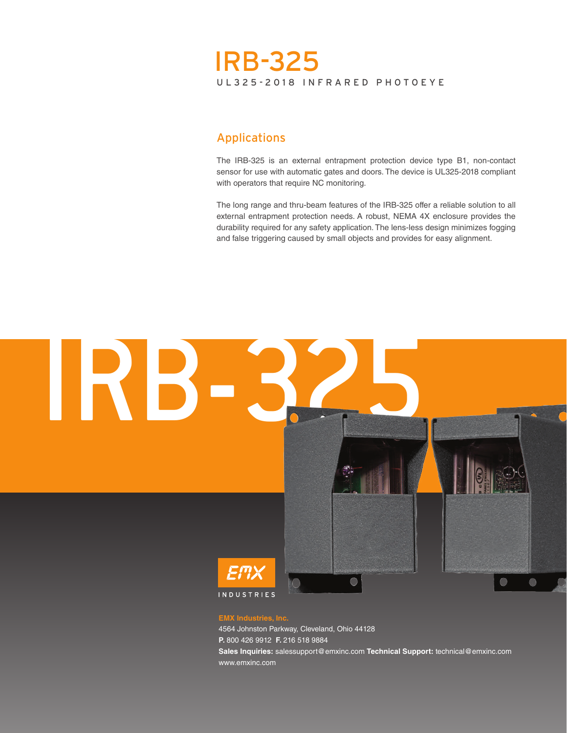# IRB-325

UL325-2018 INFRARED PHOTOEYE

## Applications

The IRB-325 is an external entrapment protection device type B1, non-contact sensor for use with automatic gates and doors. The device is UL325-2018 compliant with operators that require NC monitoring.

The long range and thru-beam features of the IRB-325 offer a reliable solution to all external entrapment protection needs. A robust, NEMA 4X enclosure provides the durability required for any safety application. The lens-less design minimizes fogging and false triggering caused by small objects and provides for easy alignment.

IRB-325

EMX INDUSTRIES

**EMX Industries, Inc.**
4564 Johnston Parkway, Cleveland, Ohio 44128
**P.** 800 426 9912 **F.** 216 518 9884
**Sales Inquiries:** salessupport@emxinc.com **Technical Support:** technical@emxinc.com
www.emxinc.com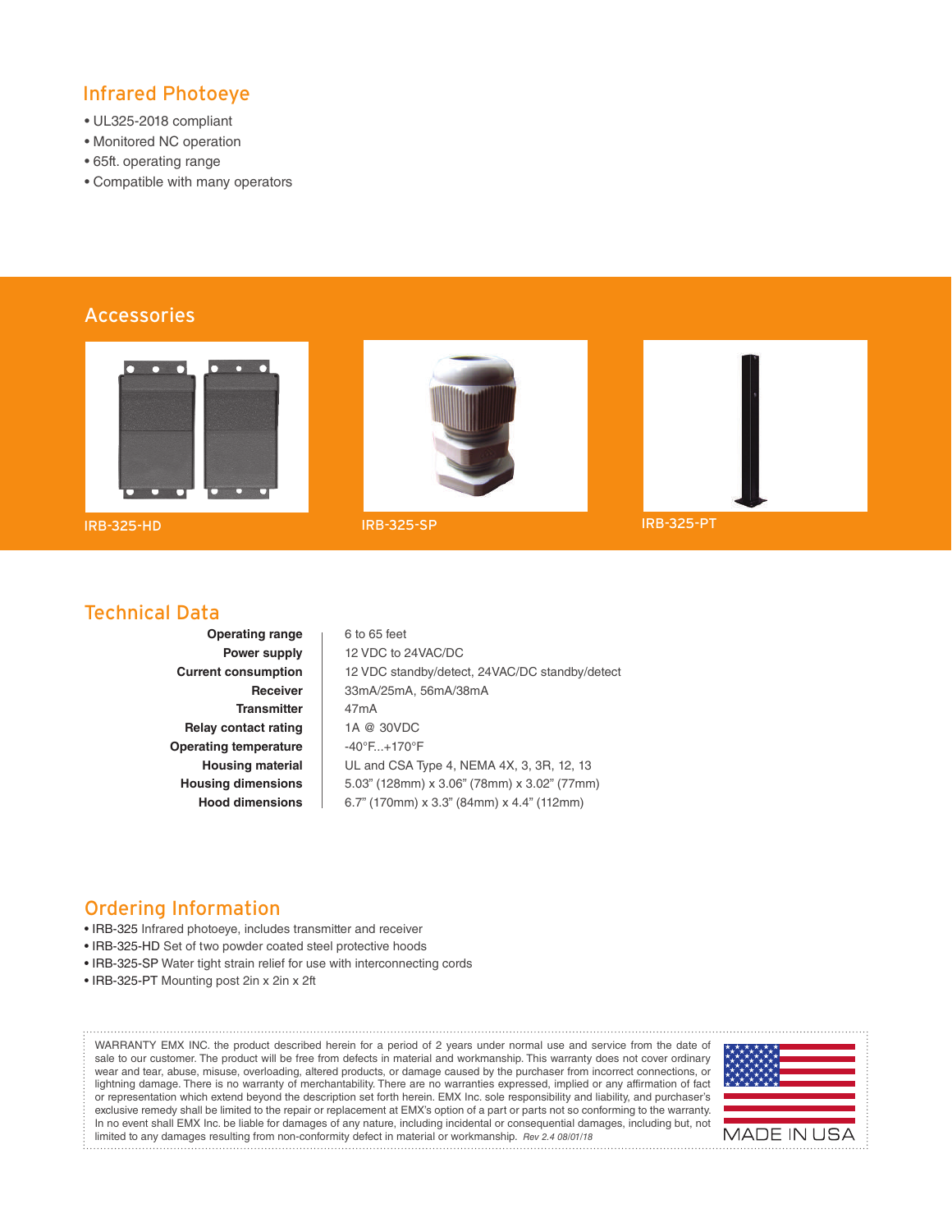## Infrared Photoeye

- UL325-2018 compliant
- Monitored NC operation
- 65ft. operating range
- Compatible with many operators

## Accessories

IRB-325-HD

IRB-325-SP

IRB-325-PT

## Technical Data

| | |
|---|---|
| **Operating range** | 6 to 65 feet |
| **Power supply** | 12 VDC to 24VAC/DC |
| **Current consumption** | 12 VDC standby/detect, 24VAC/DC standby/detect |
| **Receiver** | 33mA/25mA, 56mA/38mA |
| **Transmitter** | 47mA |
| **Relay contact rating** | 1A @ 30VDC |
| **Operating temperature** | -40°F...+170°F |
| **Housing material** | UL and CSA Type 4, NEMA 4X, 3, 3R, 12, 13 |
| **Housing dimensions** | 5.03" (128mm) x 3.06" (78mm) x 3.02" (77mm) |
| **Hood dimensions** | 6.7" (170mm) x 3.3" (84mm) x 4.4" (112mm) |

## Ordering Information

- IRB-325 Infrared photoeye, includes transmitter and receiver
- IRB-325-HD Set of two powder coated steel protective hoods
- IRB-325-SP Water tight strain relief for use with interconnecting cords
- IRB-325-PT Mounting post 2in x 2in x 2ft

WARRANTY EMX INC. the product described herein for a period of 2 years under normal use and service from the date of sale to our customer. The product will be free from defects in material and workmanship. This warranty does not cover ordinary wear and tear, abuse, misuse, overloading, altered products, or damage caused by the purchaser from incorrect connections, or lightning damage. There is no warranty of merchantability. There are no warranties expressed, implied or any affirmation of fact or representation which extend beyond the description set forth herein. EMX Inc. sole responsibility and liability, and purchaser's exclusive remedy shall be limited to the repair or replacement at EMX's option of a part or parts not so conforming to the warranty. In no event shall EMX Inc. be liable for damages of any nature, including incidental or consequential damages, including but, not limited to any damages resulting from non-conformity defect in material or workmanship. *Rev 2.4 08/01/18*

MADE IN USA